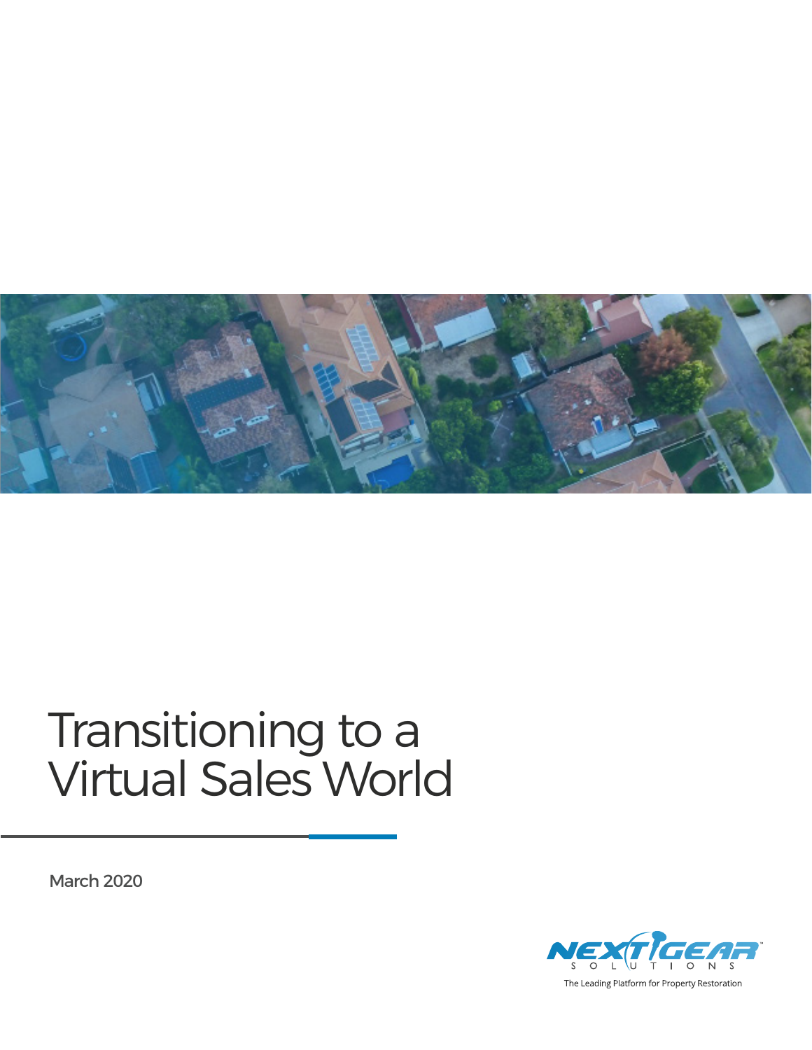# Transitioning to a Virtual Sales World

March 2020

NEXTGEAR SOLUTIONS

The Leading Platform for Property Restoration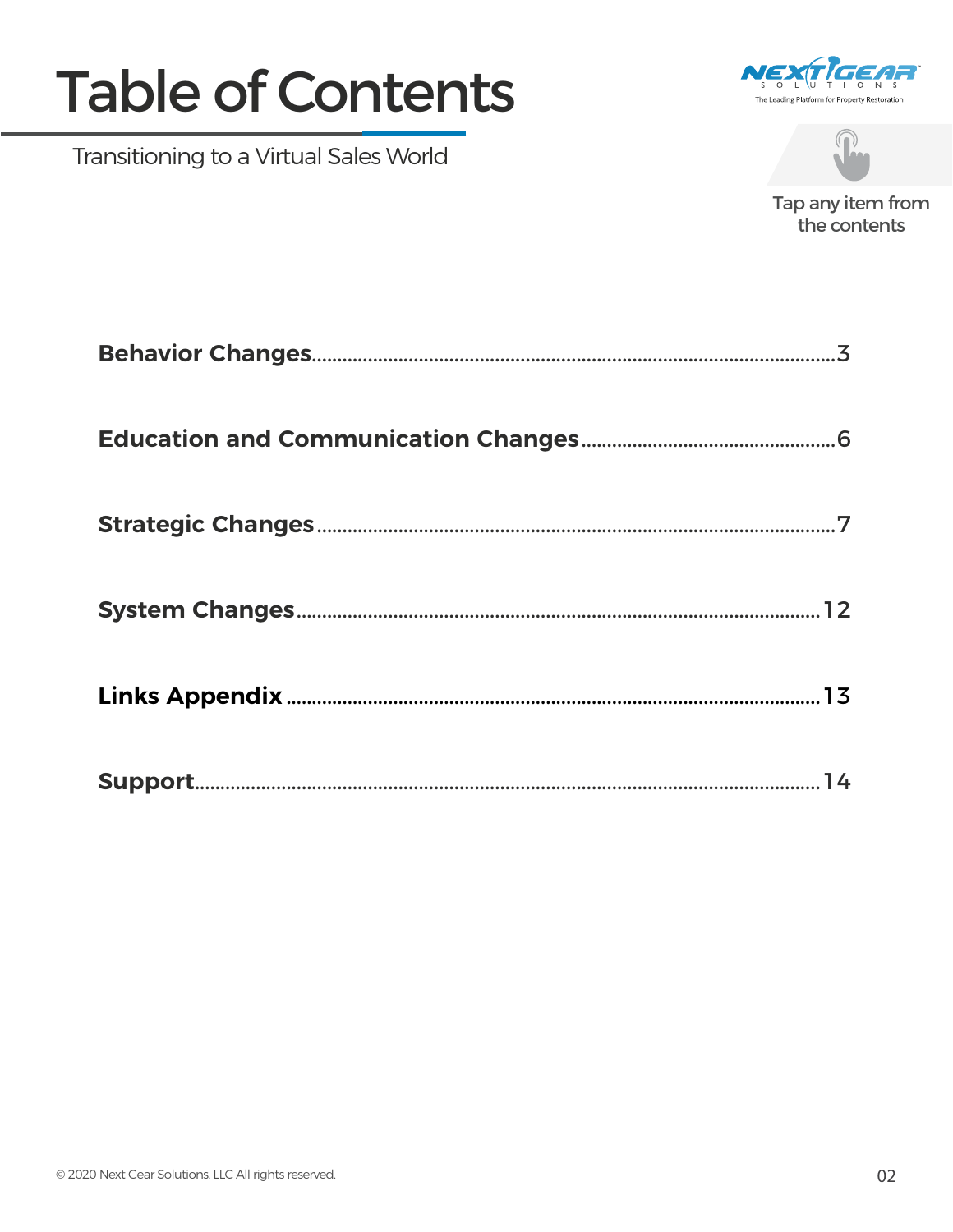# Table of Contents

Transitioning to a Virtual Sales World

Tap any item from the contents

**Behavior Changes**....................................3

**Education and Communication Changes**....................................6

**Strategic Changes**....................................7

**System Changes**....................................12

**Links Appendix**....................................13

**Support**....................................14

© 2020 Next Gear Solutions, LLC All rights reserved.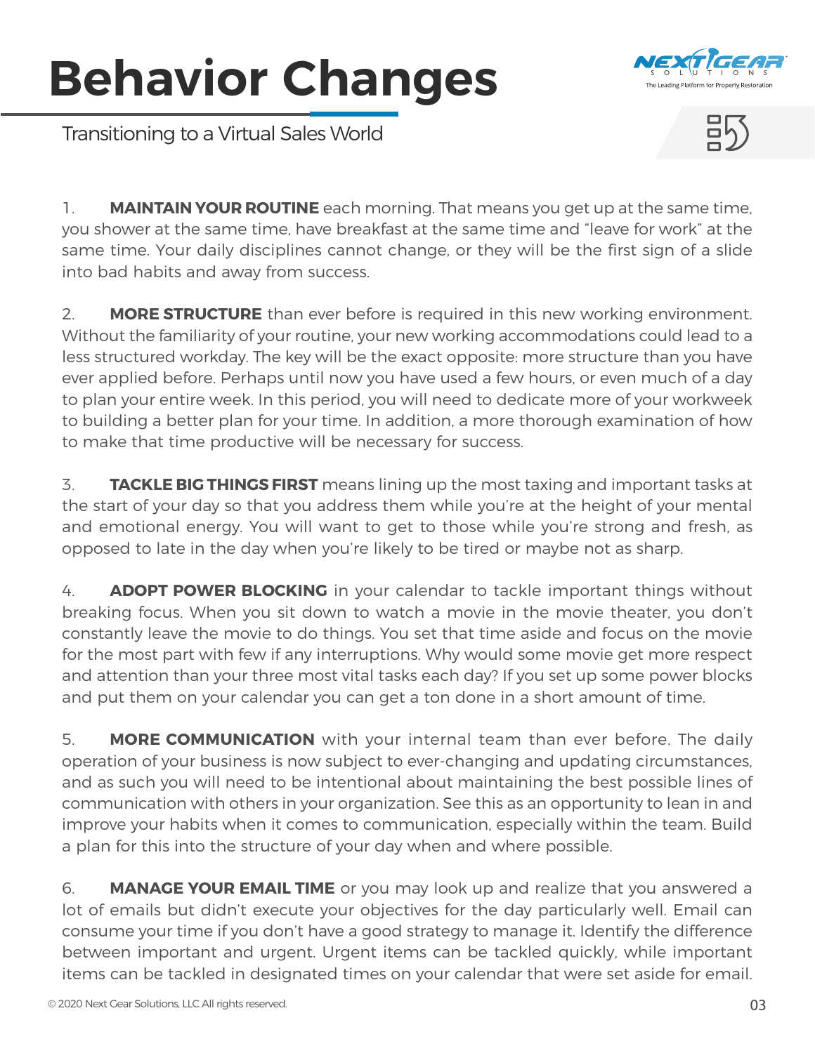# Behavior Changes

Transitioning to a Virtual Sales World

1. **MAINTAIN YOUR ROUTINE** each morning. That means you get up at the same time, you shower at the same time, have breakfast at the same time and "leave for work" at the same time. Your daily disciplines cannot change, or they will be the first sign of a slide into bad habits and away from success.

2. **MORE STRUCTURE** than ever before is required in this new working environment. Without the familiarity of your routine, your new working accommodations could lead to a less structured workday. The key will be the exact opposite: more structure than you have ever applied before. Perhaps until now you have used a few hours, or even much of a day to plan your entire week. In this period, you will need to dedicate more of your workweek to building a better plan for your time. In addition, a more thorough examination of how to make that time productive will be necessary for success.

3. **TACKLE BIG THINGS FIRST** means lining up the most taxing and important tasks at the start of your day so that you address them while you're at the height of your mental and emotional energy. You will want to get to those while you're strong and fresh, as opposed to late in the day when you're likely to be tired or maybe not as sharp.

4. **ADOPT POWER BLOCKING** in your calendar to tackle important things without breaking focus. When you sit down to watch a movie in the movie theater, you don't constantly leave the movie to do things. You set that time aside and focus on the movie for the most part with few if any interruptions. Why would some movie get more respect and attention than your three most vital tasks each day? If you set up some power blocks and put them on your calendar you can get a ton done in a short amount of time.

5. **MORE COMMUNICATION** with your internal team than ever before. The daily operation of your business is now subject to ever-changing and updating circumstances, and as such you will need to be intentional about maintaining the best possible lines of communication with others in your organization. See this as an opportunity to lean in and improve your habits when it comes to communication, especially within the team. Build a plan for this into the structure of your day when and where possible.

6. **MANAGE YOUR EMAIL TIME** or you may look up and realize that you answered a lot of emails but didn't execute your objectives for the day particularly well. Email can consume your time if you don't have a good strategy to manage it. Identify the difference between important and urgent. Urgent items can be tackled quickly, while important items can be tackled in designated times on your calendar that were set aside for email.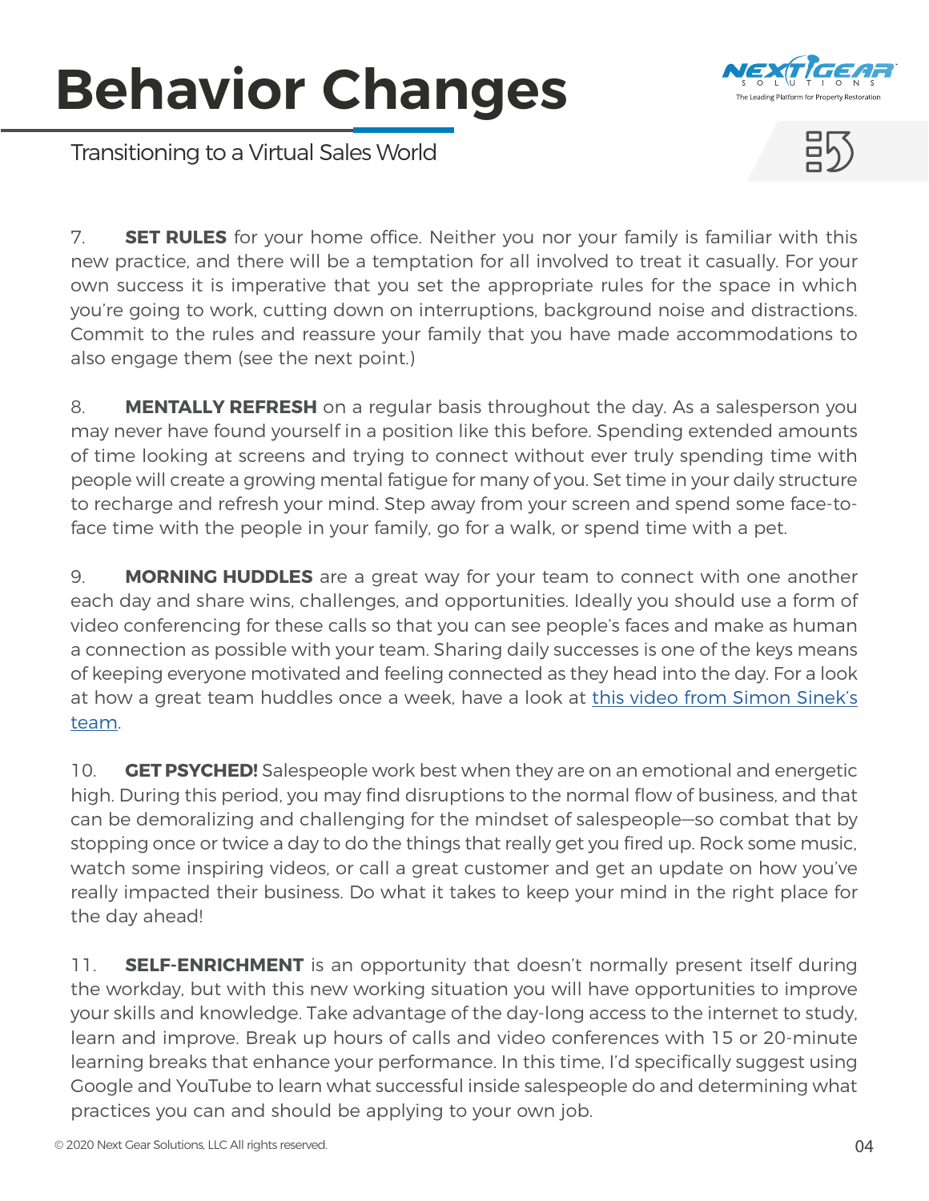# Behavior Changes

Transitioning to a Virtual Sales World

7. **SET RULES** for your home office. Neither you nor your family is familiar with this new practice, and there will be a temptation for all involved to treat it casually. For your own success it is imperative that you set the appropriate rules for the space in which you're going to work, cutting down on interruptions, background noise and distractions. Commit to the rules and reassure your family that you have made accommodations to also engage them (see the next point.)

8. **MENTALLY REFRESH** on a regular basis throughout the day. As a salesperson you may never have found yourself in a position like this before. Spending extended amounts of time looking at screens and trying to connect without ever truly spending time with people will create a growing mental fatigue for many of you. Set time in your daily structure to recharge and refresh your mind. Step away from your screen and spend some face-to-face time with the people in your family, go for a walk, or spend time with a pet.

9. **MORNING HUDDLES** are a great way for your team to connect with one another each day and share wins, challenges, and opportunities. Ideally you should use a form of video conferencing for these calls so that you can see people's faces and make as human a connection as possible with your team. Sharing daily successes is one of the keys means of keeping everyone motivated and feeling connected as they head into the day. For a look at how a great team huddles once a week, have a look at this video from Simon Sinek's team.

10. **GET PSYCHED!** Salespeople work best when they are on an emotional and energetic high. During this period, you may find disruptions to the normal flow of business, and that can be demoralizing and challenging for the mindset of salespeople—so combat that by stopping once or twice a day to do the things that really get you fired up. Rock some music, watch some inspiring videos, or call a great customer and get an update on how you've really impacted their business. Do what it takes to keep your mind in the right place for the day ahead!

11. **SELF-ENRICHMENT** is an opportunity that doesn't normally present itself during the workday, but with this new working situation you will have opportunities to improve your skills and knowledge. Take advantage of the day-long access to the internet to study, learn and improve. Break up hours of calls and video conferences with 15 or 20-minute learning breaks that enhance your performance. In this time, I'd specifically suggest using Google and YouTube to learn what successful inside salespeople do and determining what practices you can and should be applying to your own job.

© 2020 Next Gear Solutions, LLC All rights reserved.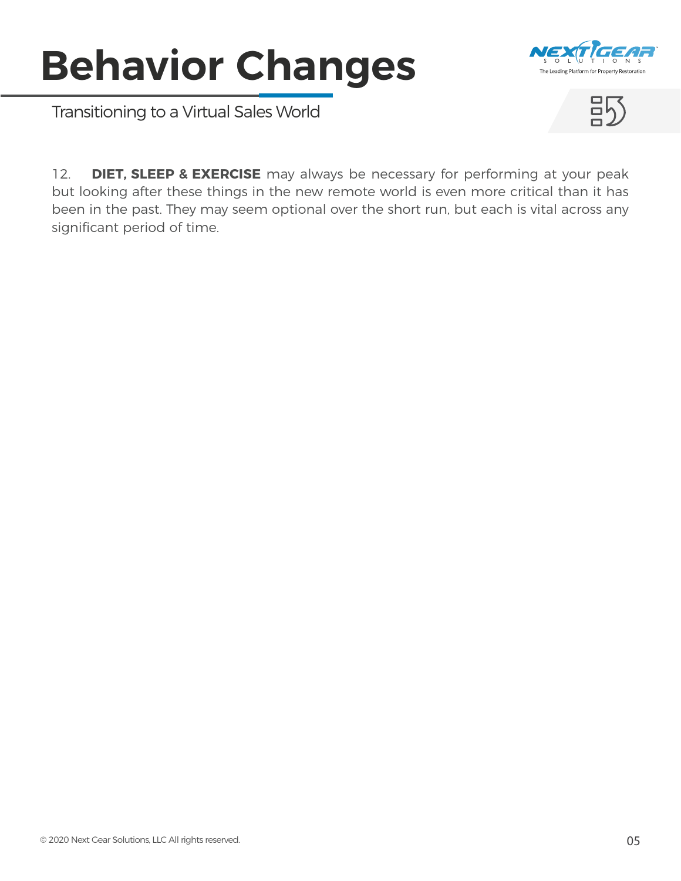# Behavior Changes

Transitioning to a Virtual Sales World

12. **DIET, SLEEP & EXERCISE** may always be necessary for performing at your peak but looking after these things in the new remote world is even more critical than it has been in the past. They may seem optional over the short run, but each is vital across any significant period of time.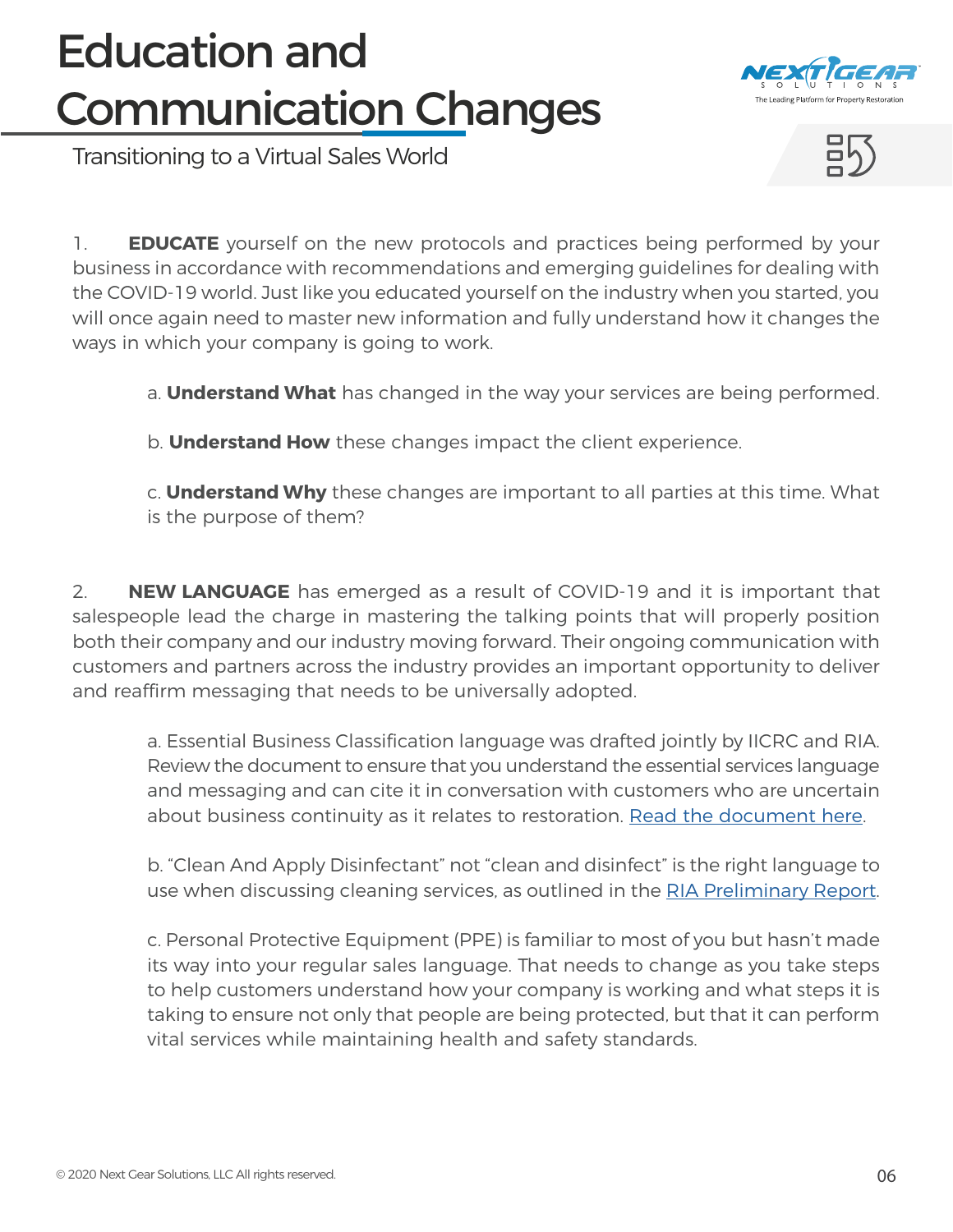# Education and Communication Changes

Transitioning to a Virtual Sales World

1. **EDUCATE** yourself on the new protocols and practices being performed by your business in accordance with recommendations and emerging guidelines for dealing with the COVID-19 world. Just like you educated yourself on the industry when you started, you will once again need to master new information and fully understand how it changes the ways in which your company is going to work.

    a. **Understand What** has changed in the way your services are being performed.

    b. **Understand How** these changes impact the client experience.

    c. **Understand Why** these changes are important to all parties at this time. What is the purpose of them?

2. **NEW LANGUAGE** has emerged as a result of COVID-19 and it is important that salespeople lead the charge in mastering the talking points that will properly position both their company and our industry moving forward. Their ongoing communication with customers and partners across the industry provides an important opportunity to deliver and reaffirm messaging that needs to be universally adopted.

    a. Essential Business Classification language was drafted jointly by IICRC and RIA. Review the document to ensure that you understand the essential services language and messaging and can cite it in conversation with customers who are uncertain about business continuity as it relates to restoration. Read the document here.

    b. "Clean And Apply Disinfectant" not "clean and disinfect" is the right language to use when discussing cleaning services, as outlined in the RIA Preliminary Report.

    c. Personal Protective Equipment (PPE) is familiar to most of you but hasn't made its way into your regular sales language. That needs to change as you take steps to help customers understand how your company is working and what steps it is taking to ensure not only that people are being protected, but that it can perform vital services while maintaining health and safety standards.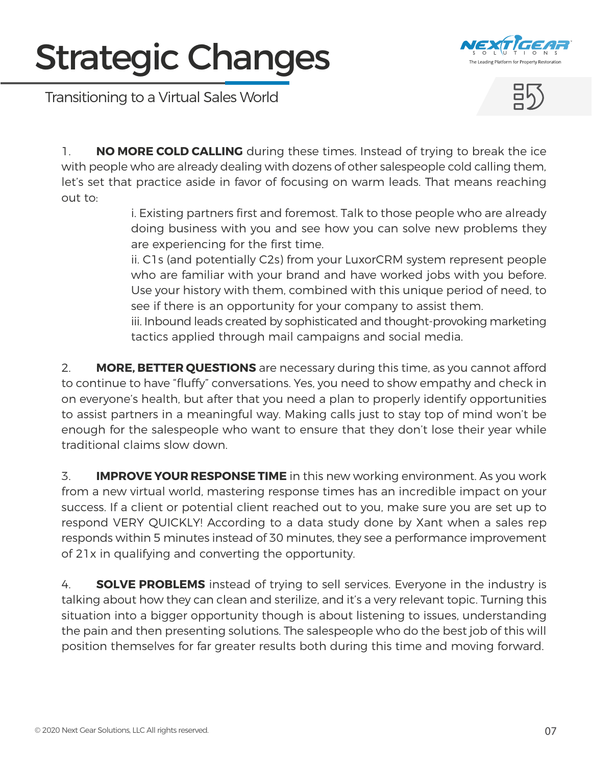# Strategic Changes

## Transitioning to a Virtual Sales World

1. **NO MORE COLD CALLING** during these times. Instead of trying to break the ice with people who are already dealing with dozens of other salespeople cold calling them, let's set that practice aside in favor of focusing on warm leads. That means reaching out to:

   i. Existing partners first and foremost. Talk to those people who are already doing business with you and see how you can solve new problems they are experiencing for the first time.

   ii. C1s (and potentially C2s) from your LuxorCRM system represent people who are familiar with your brand and have worked jobs with you before. Use your history with them, combined with this unique period of need, to see if there is an opportunity for your company to assist them.

   iii. Inbound leads created by sophisticated and thought-provoking marketing tactics applied through mail campaigns and social media.

2. **MORE, BETTER QUESTIONS** are necessary during this time, as you cannot afford to continue to have "fluffy" conversations. Yes, you need to show empathy and check in on everyone's health, but after that you need a plan to properly identify opportunities to assist partners in a meaningful way. Making calls just to stay top of mind won't be enough for the salespeople who want to ensure that they don't lose their year while traditional claims slow down.

3. **IMPROVE YOUR RESPONSE TIME** in this new working environment. As you work from a new virtual world, mastering response times has an incredible impact on your success. If a client or potential client reached out to you, make sure you are set up to respond VERY QUICKLY! According to a data study done by Xant when a sales rep responds within 5 minutes instead of 30 minutes, they see a performance improvement of 21x in qualifying and converting the opportunity.

4. **SOLVE PROBLEMS** instead of trying to sell services. Everyone in the industry is talking about how they can clean and sterilize, and it's a very relevant topic. Turning this situation into a bigger opportunity though is about listening to issues, understanding the pain and then presenting solutions. The salespeople who do the best job of this will position themselves for far greater results both during this time and moving forward.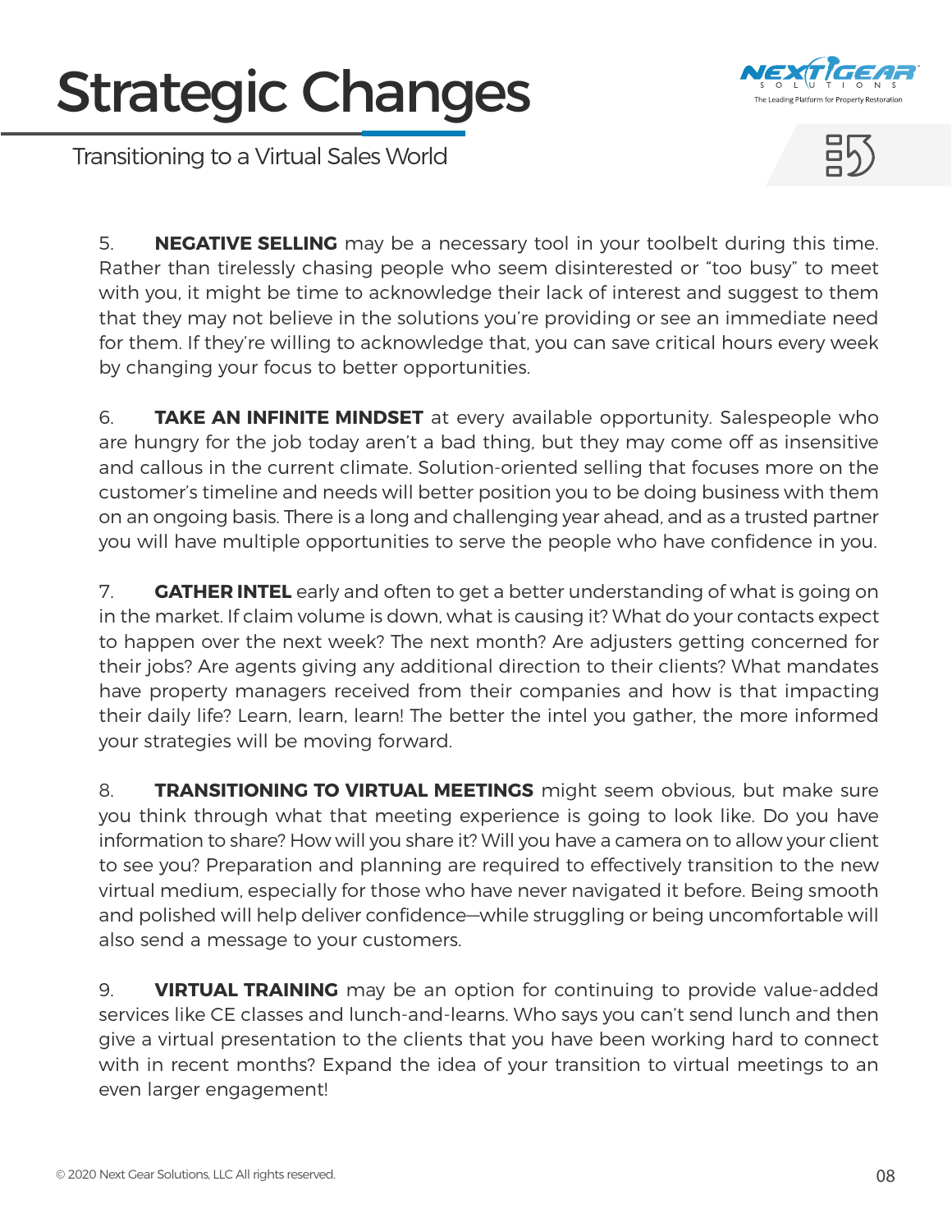# Strategic Changes

Transitioning to a Virtual Sales World

5. **NEGATIVE SELLING** may be a necessary tool in your toolbelt during this time. Rather than tirelessly chasing people who seem disinterested or "too busy" to meet with you, it might be time to acknowledge their lack of interest and suggest to them that they may not believe in the solutions you're providing or see an immediate need for them. If they're willing to acknowledge that, you can save critical hours every week by changing your focus to better opportunities.

6. **TAKE AN INFINITE MINDSET** at every available opportunity. Salespeople who are hungry for the job today aren't a bad thing, but they may come off as insensitive and callous in the current climate. Solution-oriented selling that focuses more on the customer's timeline and needs will better position you to be doing business with them on an ongoing basis. There is a long and challenging year ahead, and as a trusted partner you will have multiple opportunities to serve the people who have confidence in you.

7. **GATHER INTEL** early and often to get a better understanding of what is going on in the market. If claim volume is down, what is causing it? What do your contacts expect to happen over the next week? The next month? Are adjusters getting concerned for their jobs? Are agents giving any additional direction to their clients? What mandates have property managers received from their companies and how is that impacting their daily life? Learn, learn, learn! The better the intel you gather, the more informed your strategies will be moving forward.

8. **TRANSITIONING TO VIRTUAL MEETINGS** might seem obvious, but make sure you think through what that meeting experience is going to look like. Do you have information to share? How will you share it? Will you have a camera on to allow your client to see you? Preparation and planning are required to effectively transition to the new virtual medium, especially for those who have never navigated it before. Being smooth and polished will help deliver confidence—while struggling or being uncomfortable will also send a message to your customers.

9. **VIRTUAL TRAINING** may be an option for continuing to provide value-added services like CE classes and lunch-and-learns. Who says you can't send lunch and then give a virtual presentation to the clients that you have been working hard to connect with in recent months? Expand the idea of your transition to virtual meetings to an even larger engagement!

© 2020 Next Gear Solutions, LLC All rights reserved.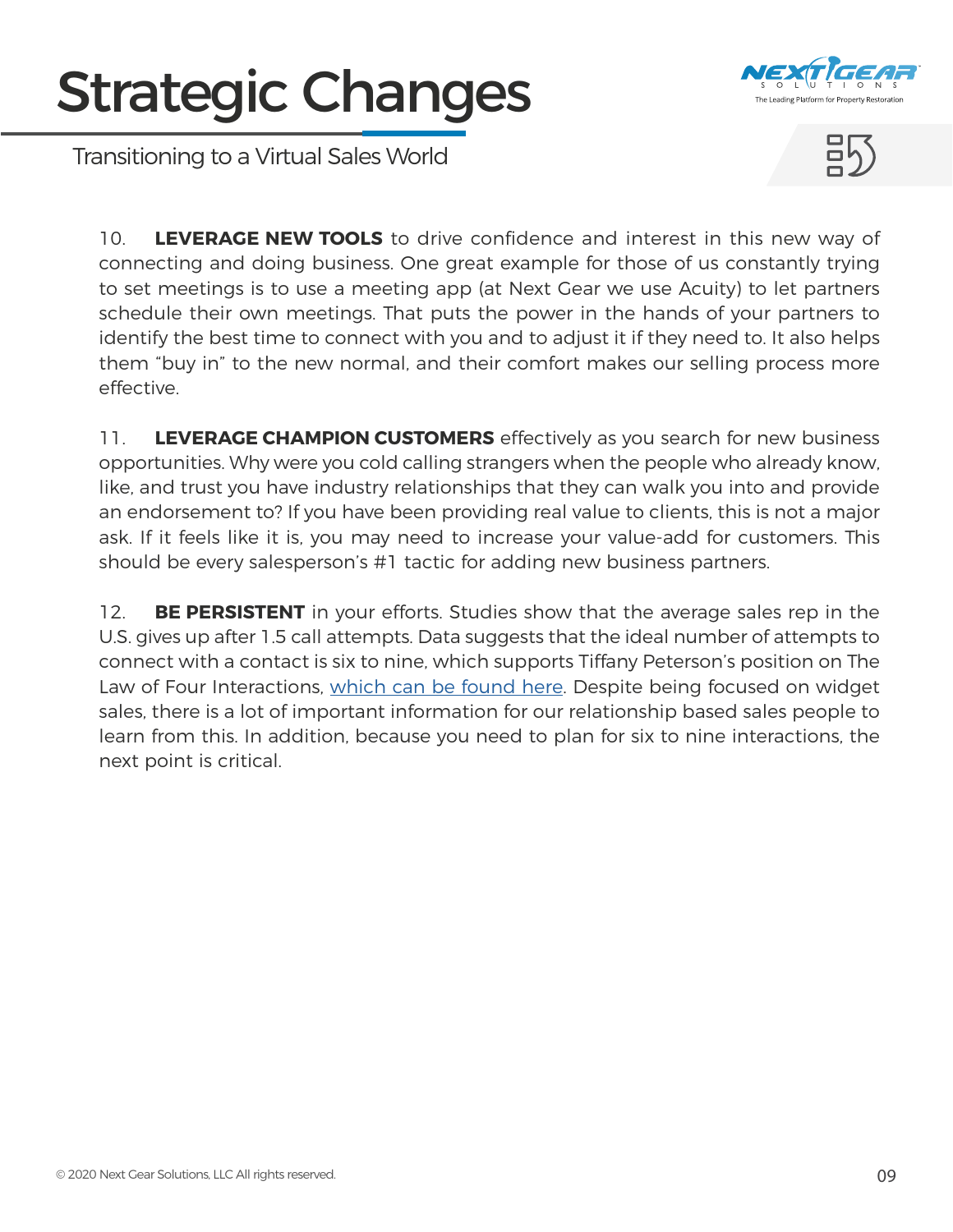# Strategic Changes

Transitioning to a Virtual Sales World

10. **LEVERAGE NEW TOOLS** to drive confidence and interest in this new way of connecting and doing business. One great example for those of us constantly trying to set meetings is to use a meeting app (at Next Gear we use Acuity) to let partners schedule their own meetings. That puts the power in the hands of your partners to identify the best time to connect with you and to adjust it if they need to. It also helps them "buy in" to the new normal, and their comfort makes our selling process more effective.

11. **LEVERAGE CHAMPION CUSTOMERS** effectively as you search for new business opportunities. Why were you cold calling strangers when the people who already know, like, and trust you have industry relationships that they can walk you into and provide an endorsement to? If you have been providing real value to clients, this is not a major ask. If it feels like it is, you may need to increase your value-add for customers. This should be every salesperson's #1 tactic for adding new business partners.

12. **BE PERSISTENT** in your efforts. Studies show that the average sales rep in the U.S. gives up after 1.5 call attempts. Data suggests that the ideal number of attempts to connect with a contact is six to nine, which supports Tiffany Peterson's position on The Law of Four Interactions, which can be found here. Despite being focused on widget sales, there is a lot of important information for our relationship based sales people to learn from this. In addition, because you need to plan for six to nine interactions, the next point is critical.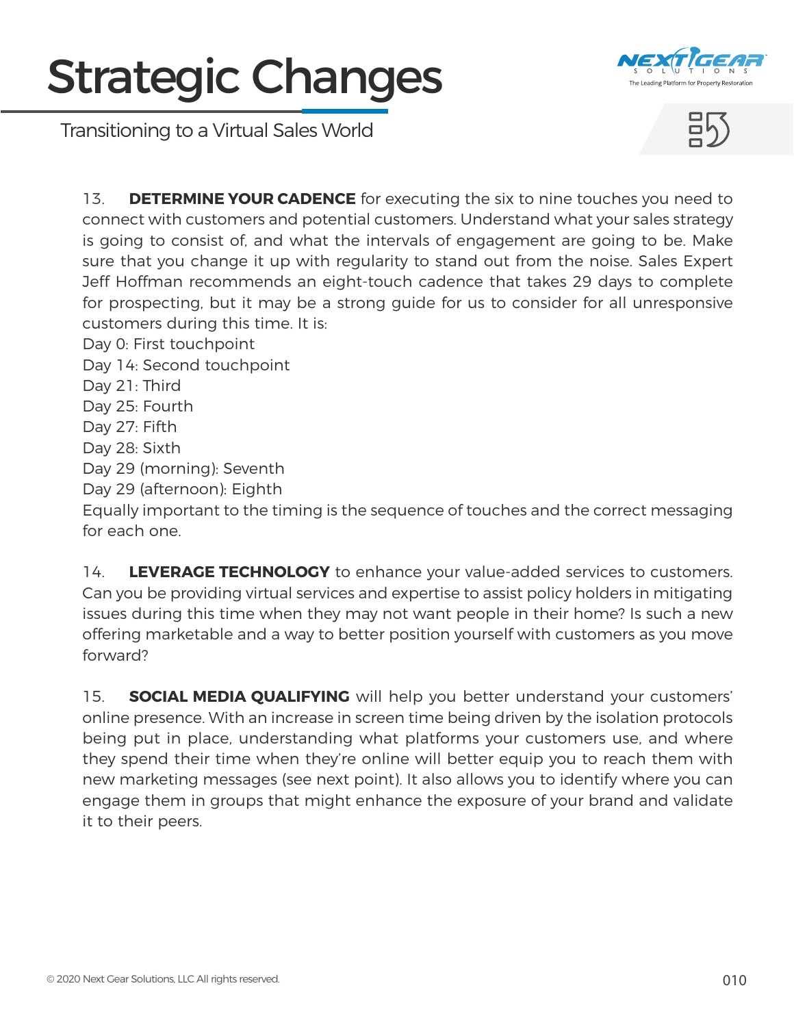# Strategic Changes

Transitioning to a Virtual Sales World

13. **DETERMINE YOUR CADENCE** for executing the six to nine touches you need to connect with customers and potential customers. Understand what your sales strategy is going to consist of, and what the intervals of engagement are going to be. Make sure that you change it up with regularity to stand out from the noise. Sales Expert Jeff Hoffman recommends an eight-touch cadence that takes 29 days to complete for prospecting, but it may be a strong guide for us to consider for all unresponsive customers during this time. It is:

Day 0: First touchpoint
Day 14: Second touchpoint
Day 21: Third
Day 25: Fourth
Day 27: Fifth
Day 28: Sixth
Day 29 (morning): Seventh
Day 29 (afternoon): Eighth

Equally important to the timing is the sequence of touches and the correct messaging for each one.

14. **LEVERAGE TECHNOLOGY** to enhance your value-added services to customers. Can you be providing virtual services and expertise to assist policy holders in mitigating issues during this time when they may not want people in their home? Is such a new offering marketable and a way to better position yourself with customers as you move forward?

15. **SOCIAL MEDIA QUALIFYING** will help you better understand your customers' online presence. With an increase in screen time being driven by the isolation protocols being put in place, understanding what platforms your customers use, and where they spend their time when they're online will better equip you to reach them with new marketing messages (see next point). It also allows you to identify where you can engage them in groups that might enhance the exposure of your brand and validate it to their peers.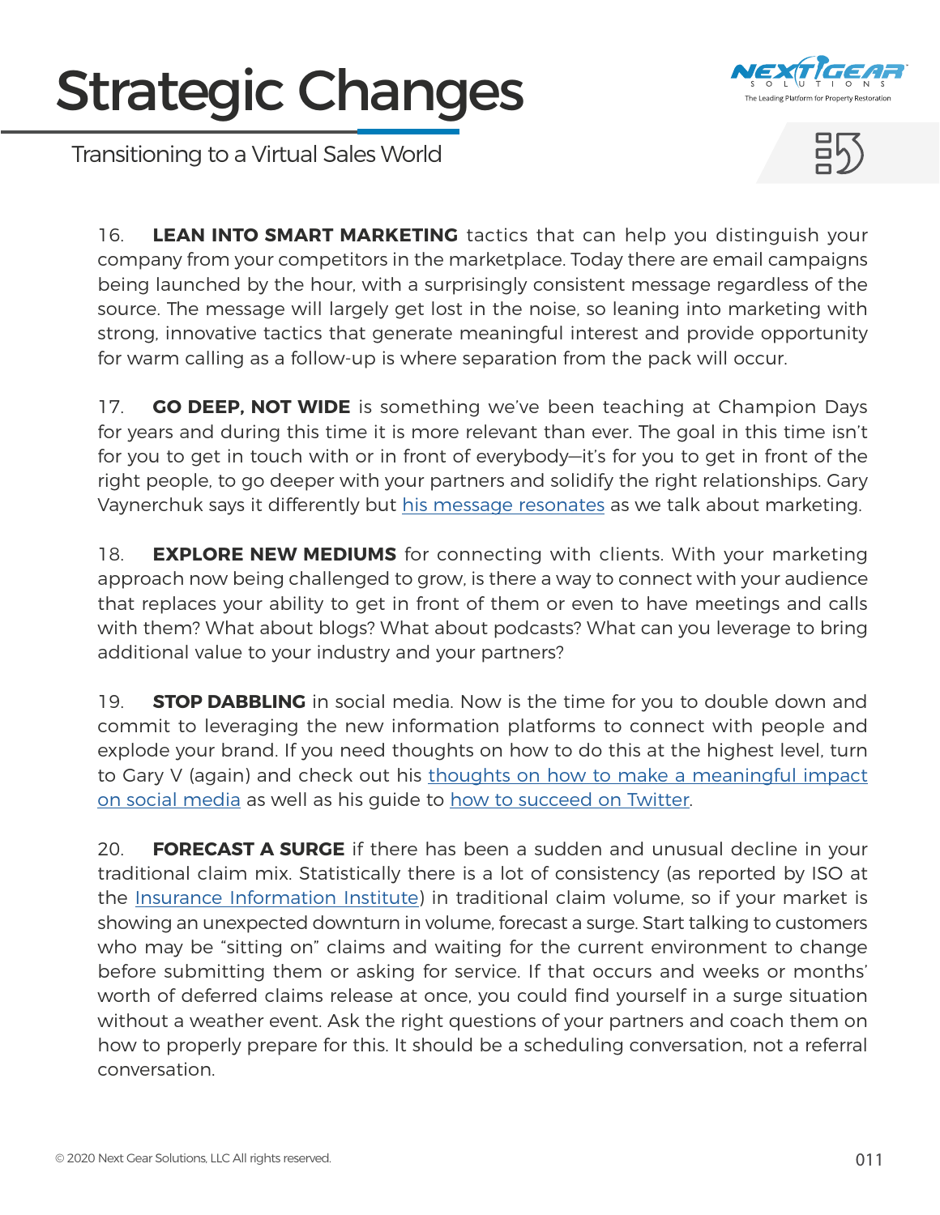16. **LEAN INTO SMART MARKETING** tactics that can help you distinguish your company from your competitors in the marketplace. Today there are email campaigns being launched by the hour, with a surprisingly consistent message regardless of the source. The message will largely get lost in the noise, so leaning into marketing with strong, innovative tactics that generate meaningful interest and provide opportunity for warm calling as a follow-up is where separation from the pack will occur.

17. **GO DEEP, NOT WIDE** is something we've been teaching at Champion Days for years and during this time it is more relevant than ever. The goal in this time isn't for you to get in touch with or in front of everybody—it's for you to get in front of the right people, to go deeper with your partners and solidify the right relationships. Gary Vaynerchuk says it differently but his message resonates as we talk about marketing.

18. **EXPLORE NEW MEDIUMS** for connecting with clients. With your marketing approach now being challenged to grow, is there a way to connect with your audience that replaces your ability to get in front of them or even to have meetings and calls with them? What about blogs? What about podcasts? What can you leverage to bring additional value to your industry and your partners?

19. **STOP DABBLING** in social media. Now is the time for you to double down and commit to leveraging the new information platforms to connect with people and explode your brand. If you need thoughts on how to do this at the highest level, turn to Gary V (again) and check out his thoughts on how to make a meaningful impact on social media as well as his guide to how to succeed on Twitter.

20. **FORECAST A SURGE** if there has been a sudden and unusual decline in your traditional claim mix. Statistically there is a lot of consistency (as reported by ISO at the Insurance Information Institute) in traditional claim volume, so if your market is showing an unexpected downturn in volume, forecast a surge. Start talking to customers who may be "sitting on" claims and waiting for the current environment to change before submitting them or asking for service. If that occurs and weeks or months' worth of deferred claims release at once, you could find yourself in a surge situation without a weather event. Ask the right questions of your partners and coach them on how to properly prepare for this. It should be a scheduling conversation, not a referral conversation.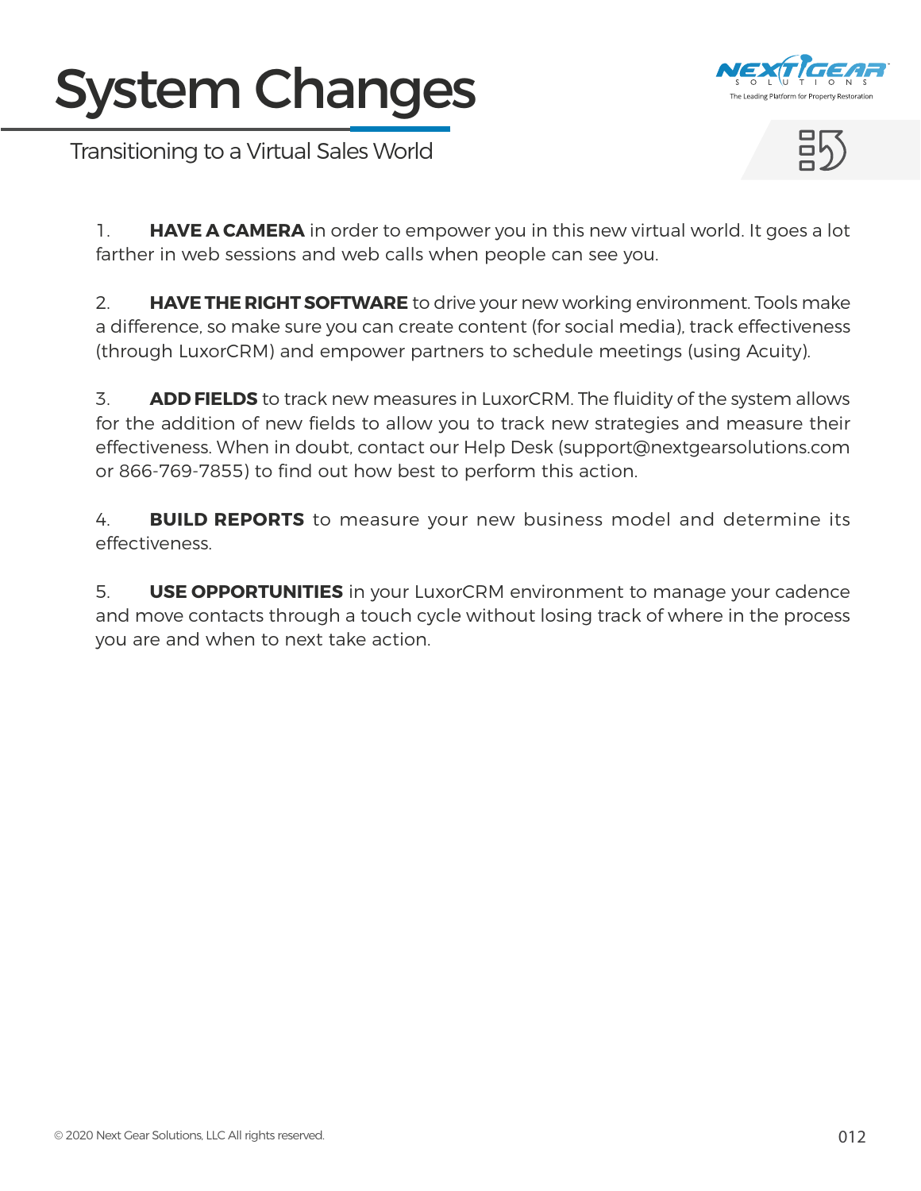# System Changes

Transitioning to a Virtual Sales World

1. **HAVE A CAMERA** in order to empower you in this new virtual world. It goes a lot farther in web sessions and web calls when people can see you.

2. **HAVE THE RIGHT SOFTWARE** to drive your new working environment. Tools make a difference, so make sure you can create content (for social media), track effectiveness (through LuxorCRM) and empower partners to schedule meetings (using Acuity).

3. **ADD FIELDS** to track new measures in LuxorCRM. The fluidity of the system allows for the addition of new fields to allow you to track new strategies and measure their effectiveness. When in doubt, contact our Help Desk (support@nextgearsolutions.com or 866-769-7855) to find out how best to perform this action.

4. **BUILD REPORTS** to measure your new business model and determine its effectiveness.

5. **USE OPPORTUNITIES** in your LuxorCRM environment to manage your cadence and move contacts through a touch cycle without losing track of where in the process you are and when to next take action.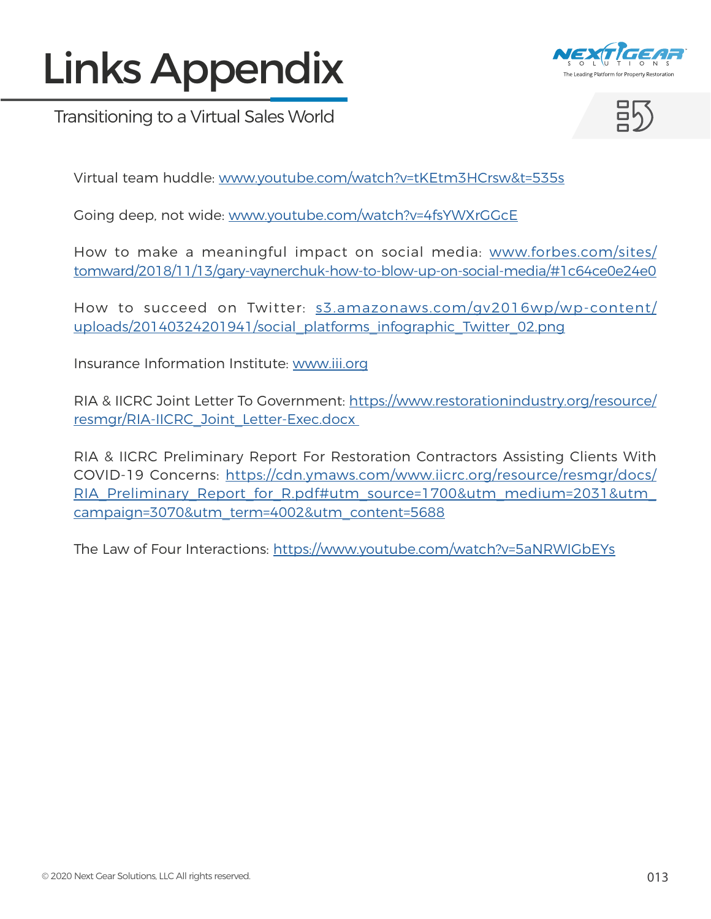# Links Appendix

Transitioning to a Virtual Sales World

Virtual team huddle: www.youtube.com/watch?v=tKEtm3HCrsw&t=535s

Going deep, not wide: www.youtube.com/watch?v=4fsYWXrGGcE

How to make a meaningful impact on social media: www.forbes.com/sites/tomward/2018/11/13/gary-vaynerchuk-how-to-blow-up-on-social-media/#1c64ce0e24e0

How to succeed on Twitter: s3.amazonaws.com/gv2016wp/wp-content/uploads/20140324201941/social_platforms_infographic_Twitter_02.png

Insurance Information Institute: www.iii.org

RIA & IICRC Joint Letter To Government: https://www.restorationindustry.org/resource/resmgr/RIA-IICRC_Joint_Letter-Exec.docx

RIA & IICRC Preliminary Report For Restoration Contractors Assisting Clients With COVID-19 Concerns: https://cdn.ymaws.com/www.iicrc.org/resource/resmgr/docs/RIA_Preliminary_Report_for_R.pdf#utm_source=1700&utm_medium=2031&utm_campaign=3070&utm_term=4002&utm_content=5688

The Law of Four Interactions: https://www.youtube.com/watch?v=5aNRWIGbEYs

© 2020 Next Gear Solutions, LLC All rights reserved.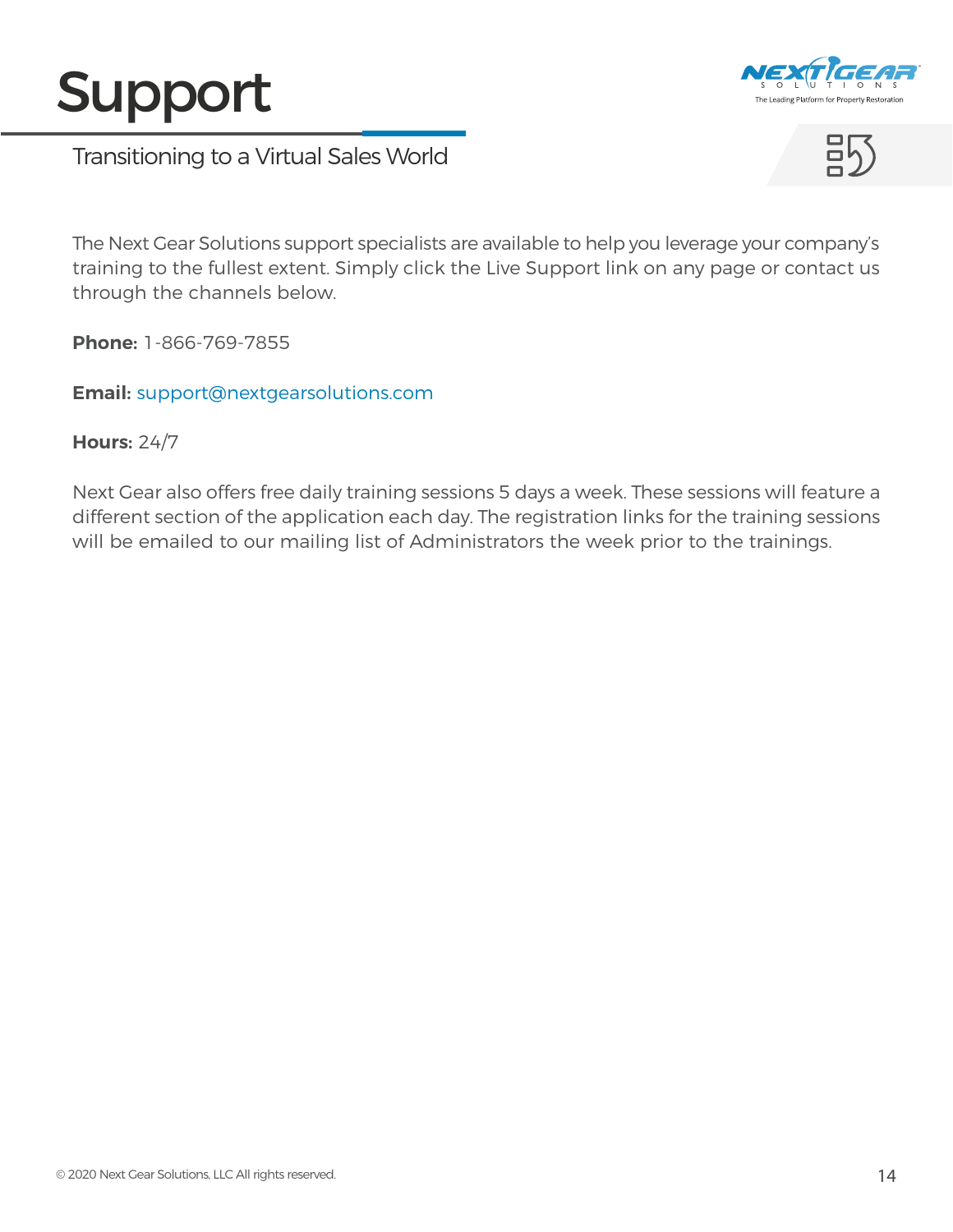# Support

Transitioning to a Virtual Sales World

The Next Gear Solutions support specialists are available to help you leverage your company's training to the fullest extent. Simply click the Live Support link on any page or contact us through the channels below.

**Phone:** 1-866-769-7855

**Email:** support@nextgearsolutions.com

**Hours:** 24/7

Next Gear also offers free daily training sessions 5 days a week. These sessions will feature a different section of the application each day. The registration links for the training sessions will be emailed to our mailing list of Administrators the week prior to the trainings.

© 2020 Next Gear Solutions, LLC All rights reserved.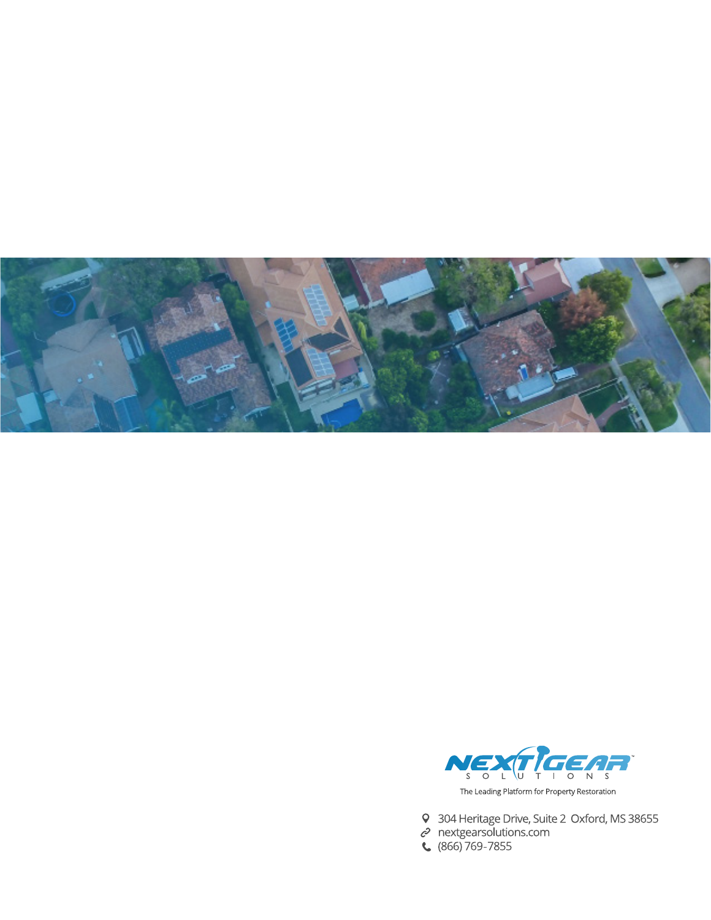NEXTGEAR SOLUTIONS

The Leading Platform for Property Restoration

304 Heritage Drive, Suite 2 Oxford, MS 38655

nextgearsolutions.com

(866) 769-7855